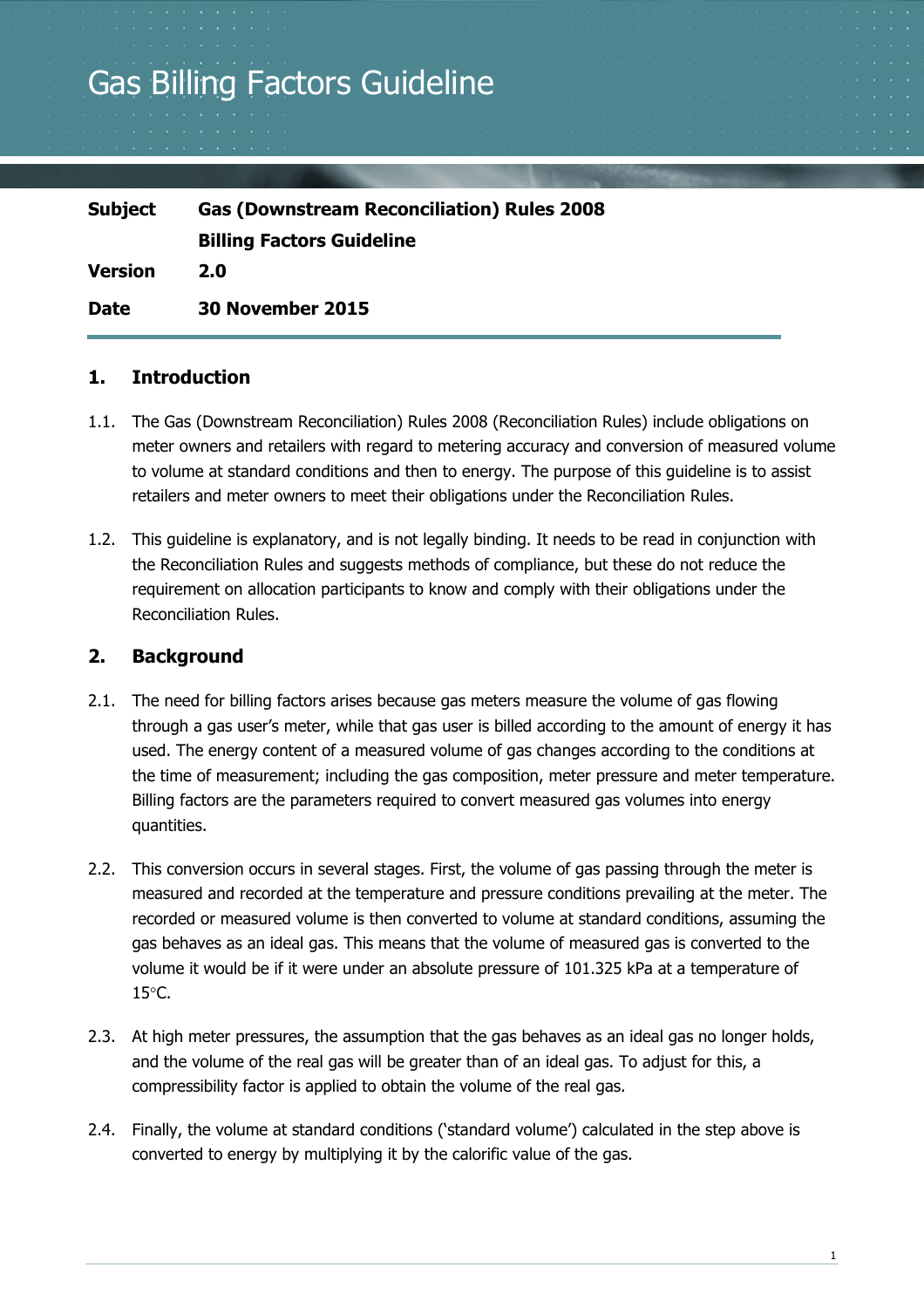# Gas Billing Factors Guideline

| | |
|---|---|
| **Subject** | **Gas (Downstream Reconciliation) Rules 2008** |
| | **Billing Factors Guideline** |
| **Version** | **2.0** |
| **Date** | **30 November 2015** |

## 1. Introduction

1.1. The Gas (Downstream Reconciliation) Rules 2008 (Reconciliation Rules) include obligations on meter owners and retailers with regard to metering accuracy and conversion of measured volume to volume at standard conditions and then to energy. The purpose of this guideline is to assist retailers and meter owners to meet their obligations under the Reconciliation Rules.

1.2. This guideline is explanatory, and is not legally binding. It needs to be read in conjunction with the Reconciliation Rules and suggests methods of compliance, but these do not reduce the requirement on allocation participants to know and comply with their obligations under the Reconciliation Rules.

## 2. Background

2.1. The need for billing factors arises because gas meters measure the volume of gas flowing through a gas user's meter, while that gas user is billed according to the amount of energy it has used. The energy content of a measured volume of gas changes according to the conditions at the time of measurement; including the gas composition, meter pressure and meter temperature. Billing factors are the parameters required to convert measured gas volumes into energy quantities.

2.2. This conversion occurs in several stages. First, the volume of gas passing through the meter is measured and recorded at the temperature and pressure conditions prevailing at the meter. The recorded or measured volume is then converted to volume at standard conditions, assuming the gas behaves as an ideal gas. This means that the volume of measured gas is converted to the volume it would be if it were under an absolute pressure of 101.325 kPa at a temperature of 15°C.

2.3. At high meter pressures, the assumption that the gas behaves as an ideal gas no longer holds, and the volume of the real gas will be greater than of an ideal gas. To adjust for this, a compressibility factor is applied to obtain the volume of the real gas.

2.4. Finally, the volume at standard conditions ('standard volume') calculated in the step above is converted to energy by multiplying it by the calorific value of the gas.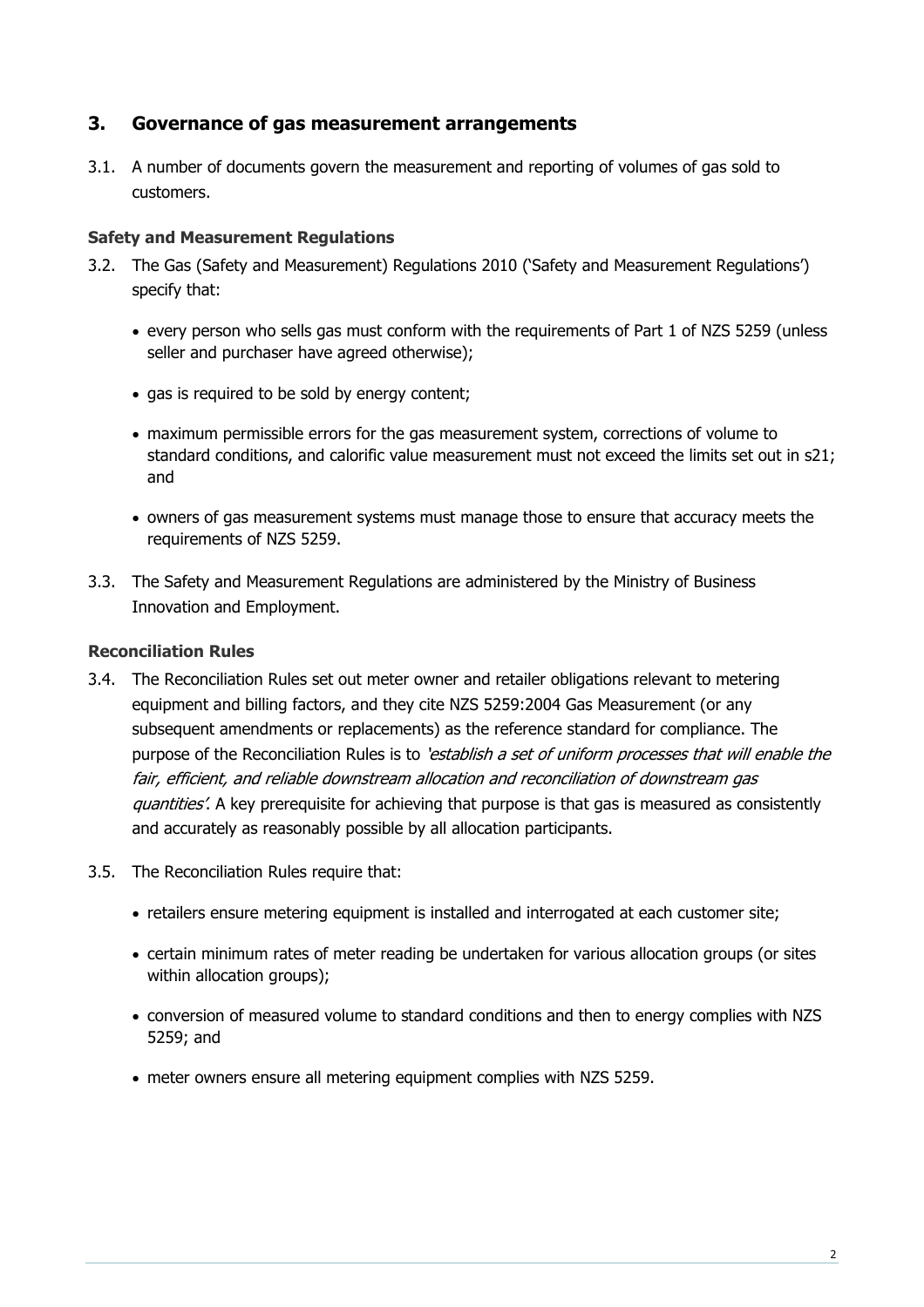## 3. Governance of gas measurement arrangements

3.1. A number of documents govern the measurement and reporting of volumes of gas sold to customers.

### Safety and Measurement Regulations

3.2. The Gas (Safety and Measurement) Regulations 2010 ('Safety and Measurement Regulations') specify that:

- every person who sells gas must conform with the requirements of Part 1 of NZS 5259 (unless seller and purchaser have agreed otherwise);
- gas is required to be sold by energy content;
- maximum permissible errors for the gas measurement system, corrections of volume to standard conditions, and calorific value measurement must not exceed the limits set out in s21; and
- owners of gas measurement systems must manage those to ensure that accuracy meets the requirements of NZS 5259.

3.3. The Safety and Measurement Regulations are administered by the Ministry of Business Innovation and Employment.

### Reconciliation Rules

3.4. The Reconciliation Rules set out meter owner and retailer obligations relevant to metering equipment and billing factors, and they cite NZS 5259:2004 Gas Measurement (or any subsequent amendments or replacements) as the reference standard for compliance. The purpose of the Reconciliation Rules is to *'establish a set of uniform processes that will enable the fair, efficient, and reliable downstream allocation and reconciliation of downstream gas quantities'*. A key prerequisite for achieving that purpose is that gas is measured as consistently and accurately as reasonably possible by all allocation participants.

3.5. The Reconciliation Rules require that:

- retailers ensure metering equipment is installed and interrogated at each customer site;
- certain minimum rates of meter reading be undertaken for various allocation groups (or sites within allocation groups);
- conversion of measured volume to standard conditions and then to energy complies with NZS 5259; and
- meter owners ensure all metering equipment complies with NZS 5259.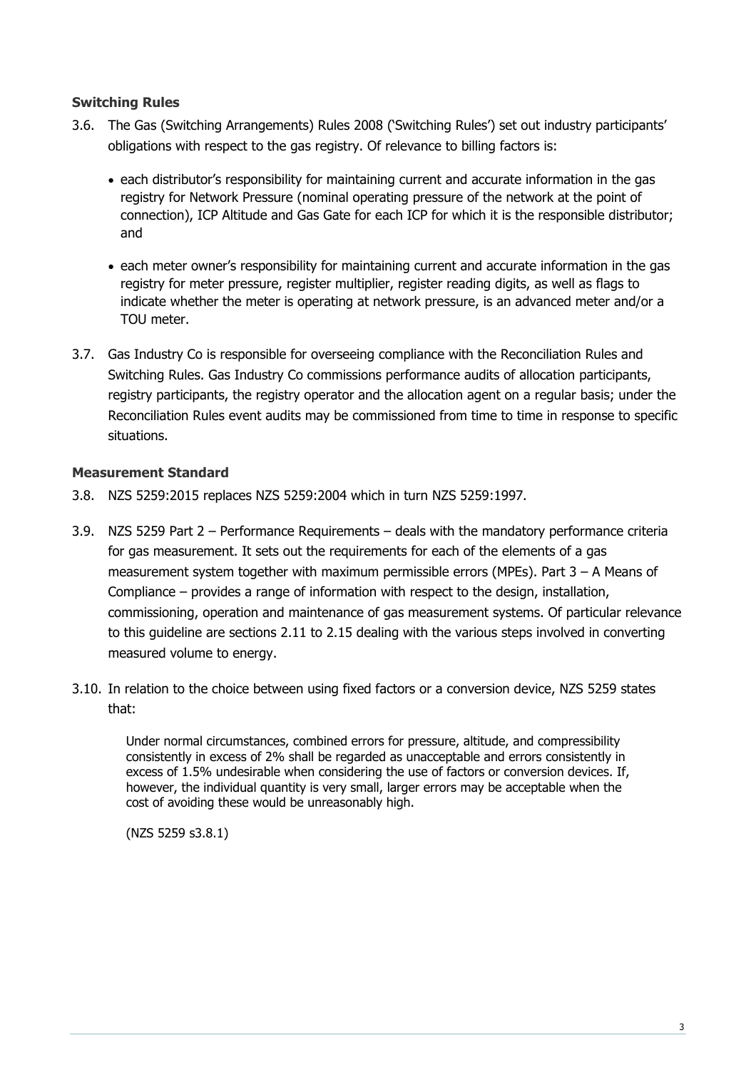### Switching Rules

3.6. The Gas (Switching Arrangements) Rules 2008 ('Switching Rules') set out industry participants' obligations with respect to the gas registry. Of relevance to billing factors is:

- each distributor's responsibility for maintaining current and accurate information in the gas registry for Network Pressure (nominal operating pressure of the network at the point of connection), ICP Altitude and Gas Gate for each ICP for which it is the responsible distributor; and
- each meter owner's responsibility for maintaining current and accurate information in the gas registry for meter pressure, register multiplier, register reading digits, as well as flags to indicate whether the meter is operating at network pressure, is an advanced meter and/or a TOU meter.

3.7. Gas Industry Co is responsible for overseeing compliance with the Reconciliation Rules and Switching Rules. Gas Industry Co commissions performance audits of allocation participants, registry participants, the registry operator and the allocation agent on a regular basis; under the Reconciliation Rules event audits may be commissioned from time to time in response to specific situations.

### Measurement Standard

3.8. NZS 5259:2015 replaces NZS 5259:2004 which in turn NZS 5259:1997.

3.9. NZS 5259 Part 2 – Performance Requirements – deals with the mandatory performance criteria for gas measurement. It sets out the requirements for each of the elements of a gas measurement system together with maximum permissible errors (MPEs). Part 3 – A Means of Compliance – provides a range of information with respect to the design, installation, commissioning, operation and maintenance of gas measurement systems. Of particular relevance to this guideline are sections 2.11 to 2.15 dealing with the various steps involved in converting measured volume to energy.

3.10. In relation to the choice between using fixed factors or a conversion device, NZS 5259 states that:

> Under normal circumstances, combined errors for pressure, altitude, and compressibility consistently in excess of 2% shall be regarded as unacceptable and errors consistently in excess of 1.5% undesirable when considering the use of factors or conversion devices. If, however, the individual quantity is very small, larger errors may be acceptable when the cost of avoiding these would be unreasonably high.
>
> (NZS 5259 s3.8.1)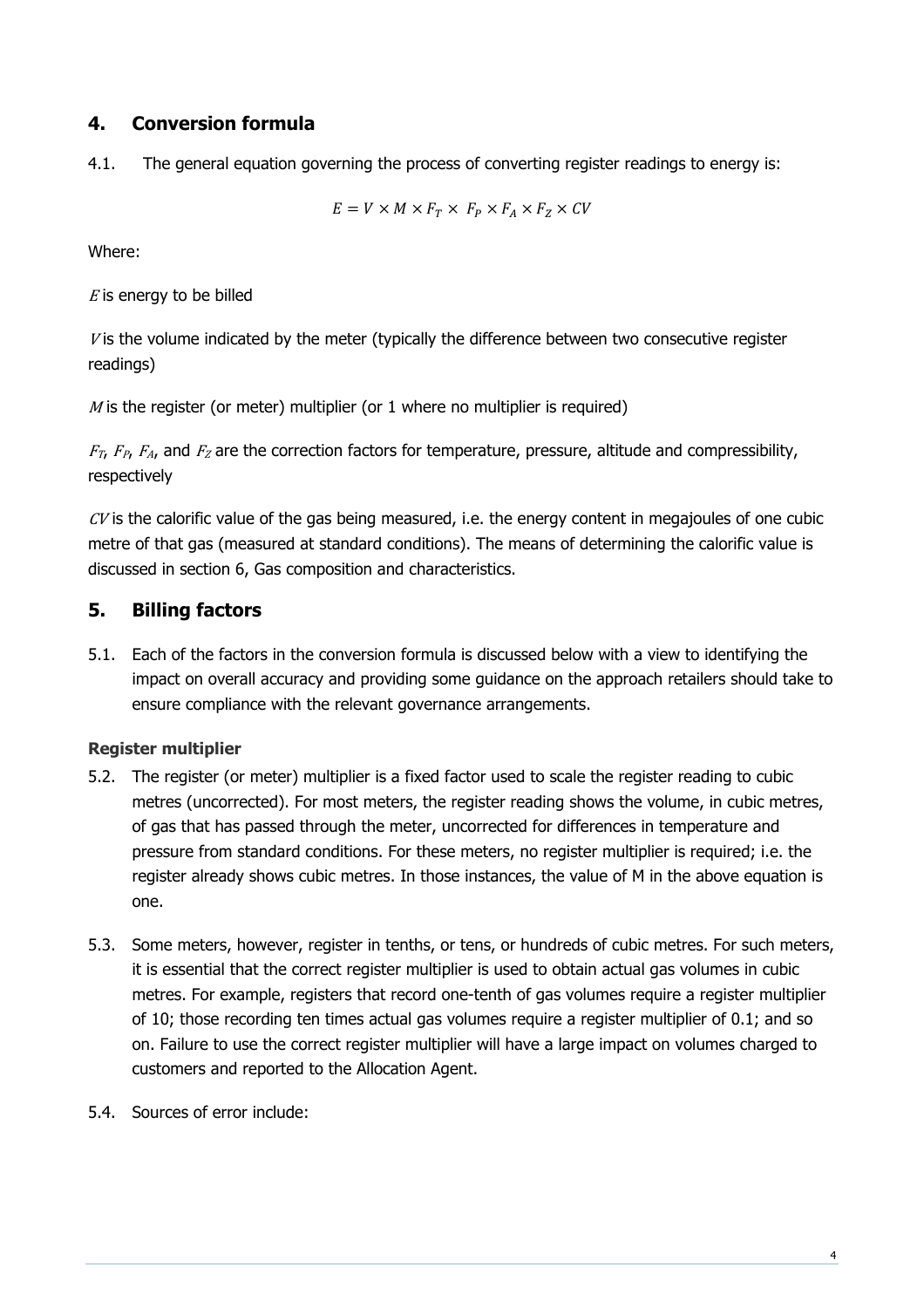## 4. Conversion formula

4.1. The general equation governing the process of converting register readings to energy is:

$$E = V \times M \times F_T \times F_P \times F_A \times F_Z \times CV$$

Where:

$E$ is energy to be billed

$V$ is the volume indicated by the meter (typically the difference between two consecutive register readings)

$M$ is the register (or meter) multiplier (or 1 where no multiplier is required)

$F_T$, $F_P$, $F_A$, and $F_Z$ are the correction factors for temperature, pressure, altitude and compressibility, respectively

$CV$ is the calorific value of the gas being measured, i.e. the energy content in megajoules of one cubic metre of that gas (measured at standard conditions). The means of determining the calorific value is discussed in section 6, Gas composition and characteristics.

## 5. Billing factors

5.1. Each of the factors in the conversion formula is discussed below with a view to identifying the impact on overall accuracy and providing some guidance on the approach retailers should take to ensure compliance with the relevant governance arrangements.

### Register multiplier

5.2. The register (or meter) multiplier is a fixed factor used to scale the register reading to cubic metres (uncorrected). For most meters, the register reading shows the volume, in cubic metres, of gas that has passed through the meter, uncorrected for differences in temperature and pressure from standard conditions. For these meters, no register multiplier is required; i.e. the register already shows cubic metres. In those instances, the value of M in the above equation is one.

5.3. Some meters, however, register in tenths, or tens, or hundreds of cubic metres. For such meters, it is essential that the correct register multiplier is used to obtain actual gas volumes in cubic metres. For example, registers that record one-tenth of gas volumes require a register multiplier of 10; those recording ten times actual gas volumes require a register multiplier of 0.1; and so on. Failure to use the correct register multiplier will have a large impact on volumes charged to customers and reported to the Allocation Agent.

5.4. Sources of error include: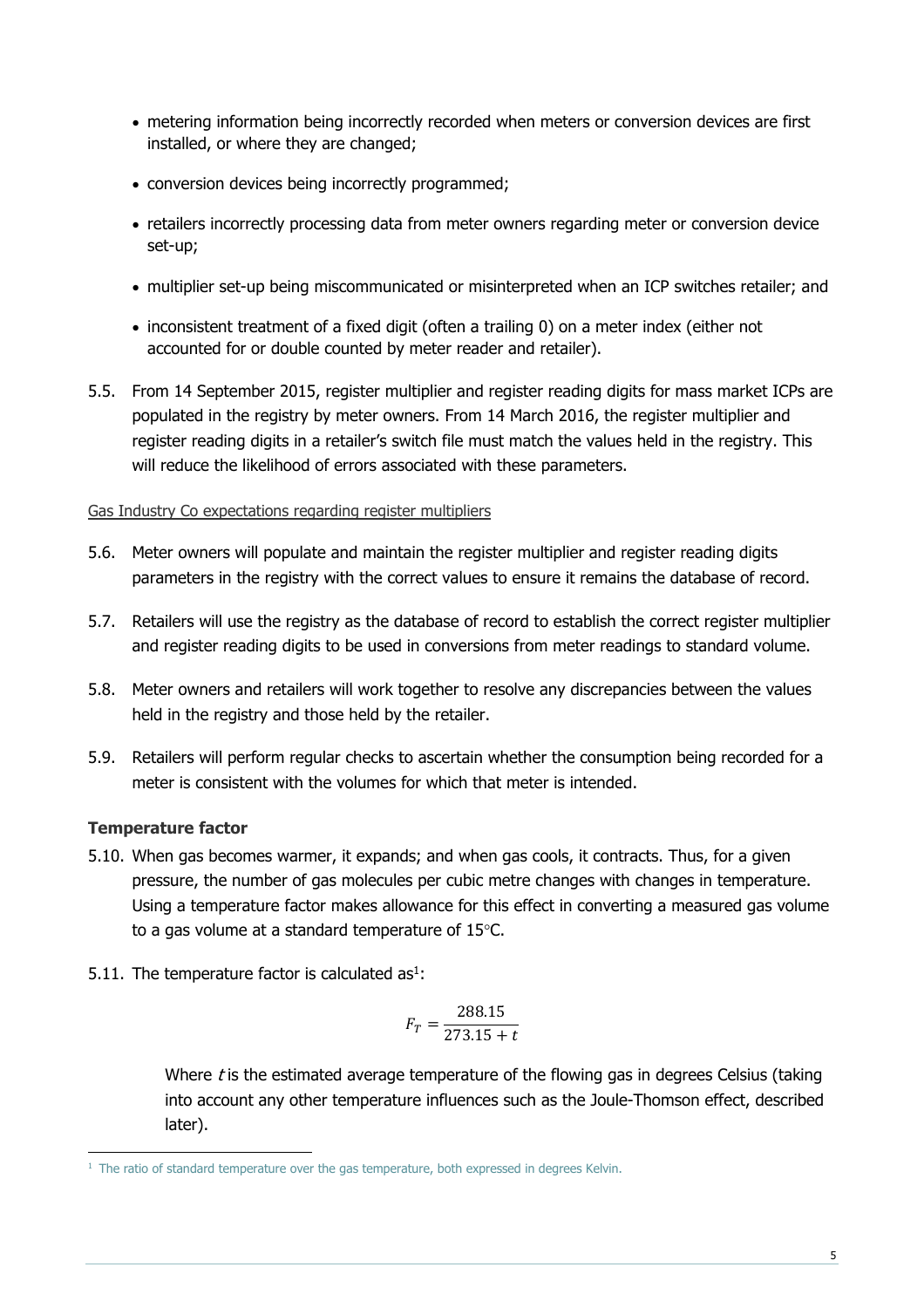- metering information being incorrectly recorded when meters or conversion devices are first installed, or where they are changed;
- conversion devices being incorrectly programmed;
- retailers incorrectly processing data from meter owners regarding meter or conversion device set-up;
- multiplier set-up being miscommunicated or misinterpreted when an ICP switches retailer; and
- inconsistent treatment of a fixed digit (often a trailing 0) on a meter index (either not accounted for or double counted by meter reader and retailer).

5.5. From 14 September 2015, register multiplier and register reading digits for mass market ICPs are populated in the registry by meter owners. From 14 March 2016, the register multiplier and register reading digits in a retailer's switch file must match the values held in the registry. This will reduce the likelihood of errors associated with these parameters.

Gas Industry Co expectations regarding register multipliers

5.6. Meter owners will populate and maintain the register multiplier and register reading digits parameters in the registry with the correct values to ensure it remains the database of record.

5.7. Retailers will use the registry as the database of record to establish the correct register multiplier and register reading digits to be used in conversions from meter readings to standard volume.

5.8. Meter owners and retailers will work together to resolve any discrepancies between the values held in the registry and those held by the retailer.

5.9. Retailers will perform regular checks to ascertain whether the consumption being recorded for a meter is consistent with the volumes for which that meter is intended.

**Temperature factor**

5.10. When gas becomes warmer, it expands; and when gas cools, it contracts. Thus, for a given pressure, the number of gas molecules per cubic metre changes with changes in temperature. Using a temperature factor makes allowance for this effect in converting a measured gas volume to a gas volume at a standard temperature of 15°C.

5.11. The temperature factor is calculated as[1]:

$$F_T = \frac{288.15}{273.15 + t}$$

Where $t$ is the estimated average temperature of the flowing gas in degrees Celsius (taking into account any other temperature influences such as the Joule-Thomson effect, described later).

[1] The ratio of standard temperature over the gas temperature, both expressed in degrees Kelvin.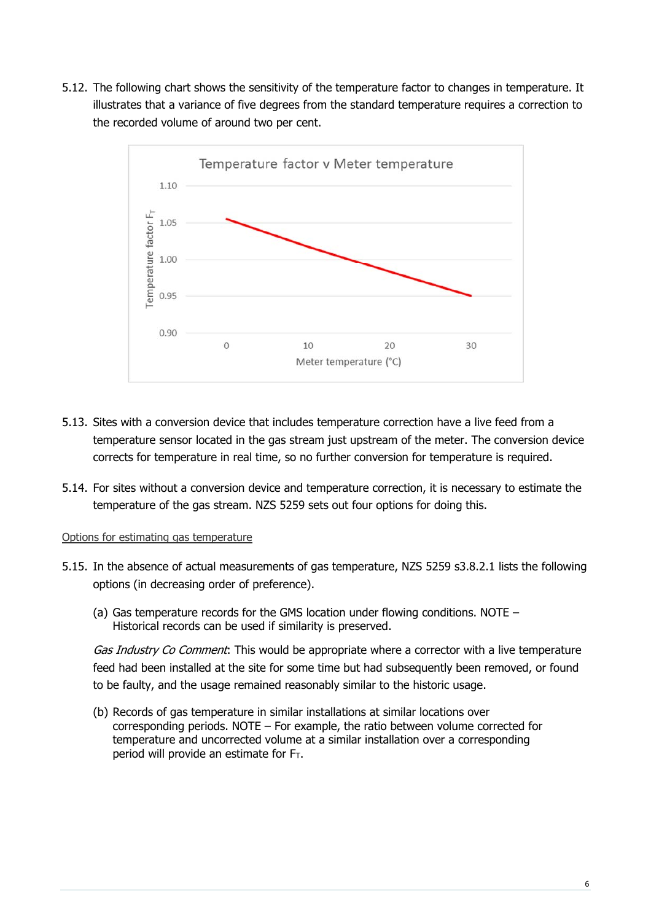5.12. The following chart shows the sensitivity of the temperature factor to changes in temperature. It illustrates that a variance of five degrees from the standard temperature requires a correction to the recorded volume of around two per cent.

5.13. Sites with a conversion device that includes temperature correction have a live feed from a temperature sensor located in the gas stream just upstream of the meter. The conversion device corrects for temperature in real time, so no further conversion for temperature is required.

5.14. For sites without a conversion device and temperature correction, it is necessary to estimate the temperature of the gas stream. NZS 5259 sets out four options for doing this.

Options for estimating gas temperature

5.15. In the absence of actual measurements of gas temperature, NZS 5259 s3.8.2.1 lists the following options (in decreasing order of preference).

(a) Gas temperature records for the GMS location under flowing conditions. NOTE – Historical records can be used if similarity is preserved.

*Gas Industry Co Comment*: This would be appropriate where a corrector with a live temperature feed had been installed at the site for some time but had subsequently been removed, or found to be faulty, and the usage remained reasonably similar to the historic usage.

(b) Records of gas temperature in similar installations at similar locations over corresponding periods. NOTE – For example, the ratio between volume corrected for temperature and uncorrected volume at a similar installation over a corresponding period will provide an estimate for $F_T$.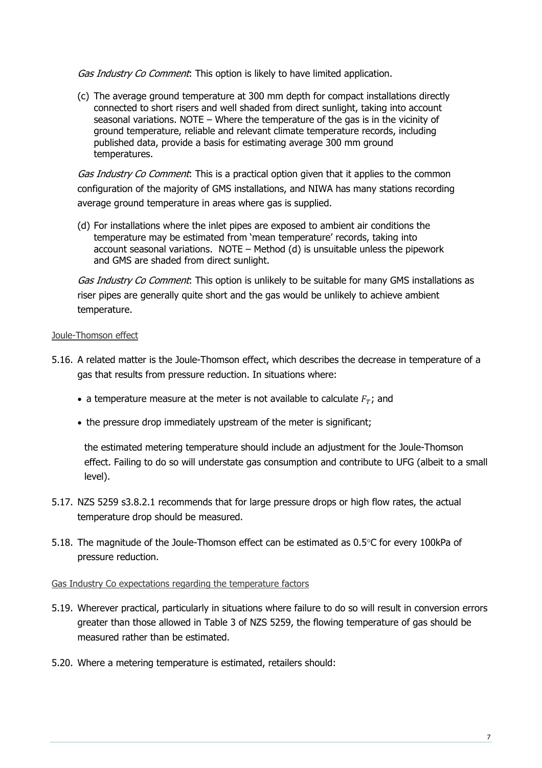*Gas Industry Co Comment*: This option is likely to have limited application.

(c) The average ground temperature at 300 mm depth for compact installations directly connected to short risers and well shaded from direct sunlight, taking into account seasonal variations. NOTE – Where the temperature of the gas is in the vicinity of ground temperature, reliable and relevant climate temperature records, including published data, provide a basis for estimating average 300 mm ground temperatures.

*Gas Industry Co Comment*: This is a practical option given that it applies to the common configuration of the majority of GMS installations, and NIWA has many stations recording average ground temperature in areas where gas is supplied.

(d) For installations where the inlet pipes are exposed to ambient air conditions the temperature may be estimated from 'mean temperature' records, taking into account seasonal variations. NOTE – Method (d) is unsuitable unless the pipework and GMS are shaded from direct sunlight.

*Gas Industry Co Comment*: This option is unlikely to be suitable for many GMS installations as riser pipes are generally quite short and the gas would be unlikely to achieve ambient temperature.

### Joule-Thomson effect

5.16. A related matter is the Joule-Thomson effect, which describes the decrease in temperature of a gas that results from pressure reduction. In situations where:

- a temperature measure at the meter is not available to calculate $F_T$; and
- the pressure drop immediately upstream of the meter is significant;

the estimated metering temperature should include an adjustment for the Joule-Thomson effect. Failing to do so will understate gas consumption and contribute to UFG (albeit to a small level).

5.17. NZS 5259 s3.8.2.1 recommends that for large pressure drops or high flow rates, the actual temperature drop should be measured.

5.18. The magnitude of the Joule-Thomson effect can be estimated as 0.5°C for every 100kPa of pressure reduction.

### Gas Industry Co expectations regarding the temperature factors

5.19. Wherever practical, particularly in situations where failure to do so will result in conversion errors greater than those allowed in Table 3 of NZS 5259, the flowing temperature of gas should be measured rather than be estimated.

5.20. Where a metering temperature is estimated, retailers should: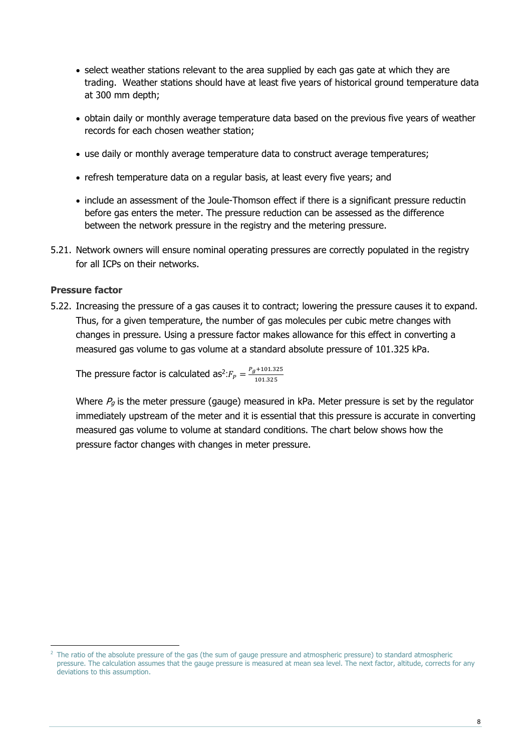- select weather stations relevant to the area supplied by each gas gate at which they are trading. Weather stations should have at least five years of historical ground temperature data at 300 mm depth;
- obtain daily or monthly average temperature data based on the previous five years of weather records for each chosen weather station;
- use daily or monthly average temperature data to construct average temperatures;
- refresh temperature data on a regular basis, at least every five years; and
- include an assessment of the Joule-Thomson effect if there is a significant pressure reductin before gas enters the meter. The pressure reduction can be assessed as the difference between the network pressure in the registry and the metering pressure.

5.21. Network owners will ensure nominal operating pressures are correctly populated in the registry for all ICPs on their networks.

**Pressure factor**

5.22. Increasing the pressure of a gas causes it to contract; lowering the pressure causes it to expand. Thus, for a given temperature, the number of gas molecules per cubic metre changes with changes in pressure. Using a pressure factor makes allowance for this effect in converting a measured gas volume to gas volume at a standard absolute pressure of 101.325 kPa.

The pressure factor is calculated as[2]: $F_P = \frac{P_g + 101.325}{101.325}$

Where $P_g$ is the meter pressure (gauge) measured in kPa. Meter pressure is set by the regulator immediately upstream of the meter and it is essential that this pressure is accurate in converting measured gas volume to volume at standard conditions. The chart below shows how the pressure factor changes with changes in meter pressure.

[2] The ratio of the absolute pressure of the gas (the sum of gauge pressure and atmospheric pressure) to standard atmospheric pressure. The calculation assumes that the gauge pressure is measured at mean sea level. The next factor, altitude, corrects for any deviations to this assumption.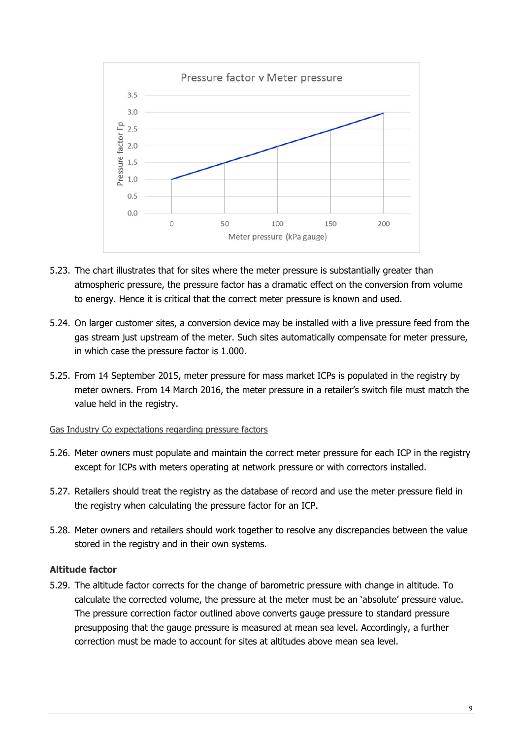Pressure factor v Meter pressure

5.23. The chart illustrates that for sites where the meter pressure is substantially greater than atmospheric pressure, the pressure factor has a dramatic effect on the conversion from volume to energy. Hence it is critical that the correct meter pressure is known and used.

5.24. On larger customer sites, a conversion device may be installed with a live pressure feed from the gas stream just upstream of the meter. Such sites automatically compensate for meter pressure, in which case the pressure factor is 1.000.

5.25. From 14 September 2015, meter pressure for mass market ICPs is populated in the registry by meter owners. From 14 March 2016, the meter pressure in a retailer's switch file must match the value held in the registry.

Gas Industry Co expectations regarding pressure factors

5.26. Meter owners must populate and maintain the correct meter pressure for each ICP in the registry except for ICPs with meters operating at network pressure or with correctors installed.

5.27. Retailers should treat the registry as the database of record and use the meter pressure field in the registry when calculating the pressure factor for an ICP.

5.28. Meter owners and retailers should work together to resolve any discrepancies between the value stored in the registry and in their own systems.

**Altitude factor**

5.29. The altitude factor corrects for the change of barometric pressure with change in altitude. To calculate the corrected volume, the pressure at the meter must be an 'absolute' pressure value. The pressure correction factor outlined above converts gauge pressure to standard pressure presupposing that the gauge pressure is measured at mean sea level. Accordingly, a further correction must be made to account for sites at altitudes above mean sea level.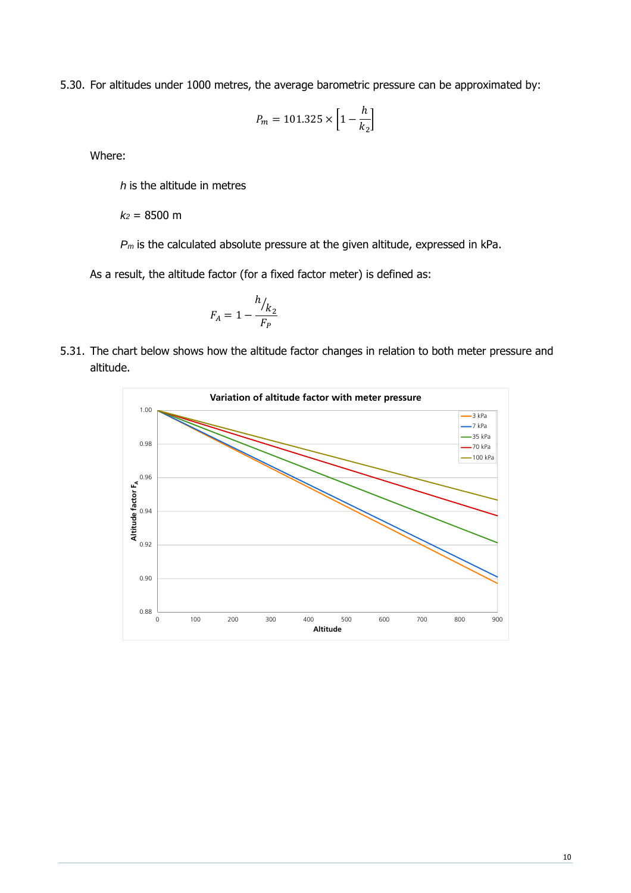5.30. For altitudes under 1000 metres, the average barometric pressure can be approximated by:

$$P_m = 101.325 \times \left[1 - \frac{h}{k_2}\right]$$

Where:

$h$ is the altitude in metres

$k_2$ = 8500 m

$P_m$ is the calculated absolute pressure at the given altitude, expressed in kPa.

As a result, the altitude factor (for a fixed factor meter) is defined as:

$$F_A = 1 - \frac{h/_{k_2}}{F_P}$$

5.31. The chart below shows how the altitude factor changes in relation to both meter pressure and altitude.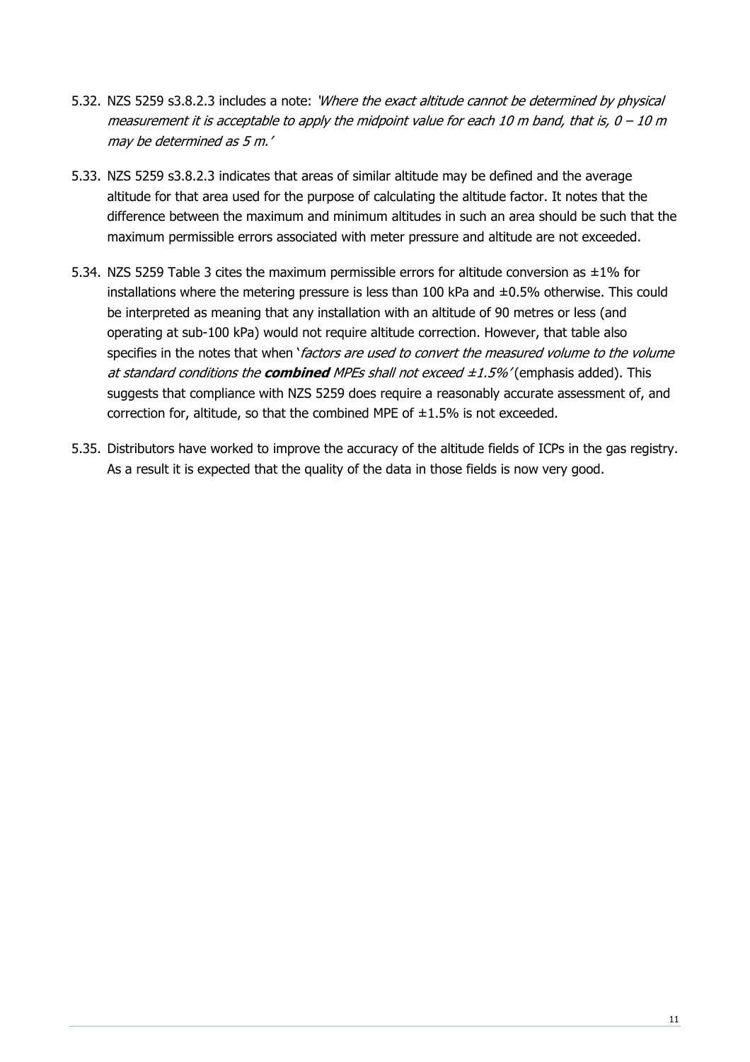5.32. NZS 5259 s3.8.2.3 includes a note: *'Where the exact altitude cannot be determined by physical measurement it is acceptable to apply the midpoint value for each 10 m band, that is, 0 – 10 m may be determined as 5 m.'*

5.33. NZS 5259 s3.8.2.3 indicates that areas of similar altitude may be defined and the average altitude for that area used for the purpose of calculating the altitude factor. It notes that the difference between the maximum and minimum altitudes in such an area should be such that the maximum permissible errors associated with meter pressure and altitude are not exceeded.

5.34. NZS 5259 Table 3 cites the maximum permissible errors for altitude conversion as ±1% for installations where the metering pressure is less than 100 kPa and ±0.5% otherwise. This could be interpreted as meaning that any installation with an altitude of 90 metres or less (and operating at sub-100 kPa) would not require altitude correction. However, that table also specifies in the notes that when '*factors are used to convert the measured volume to the volume at standard conditions the **combined** MPEs shall not exceed ±1.5%'* (emphasis added). This suggests that compliance with NZS 5259 does require a reasonably accurate assessment of, and correction for, altitude, so that the combined MPE of ±1.5% is not exceeded.

5.35. Distributors have worked to improve the accuracy of the altitude fields of ICPs in the gas registry. As a result it is expected that the quality of the data in those fields is now very good.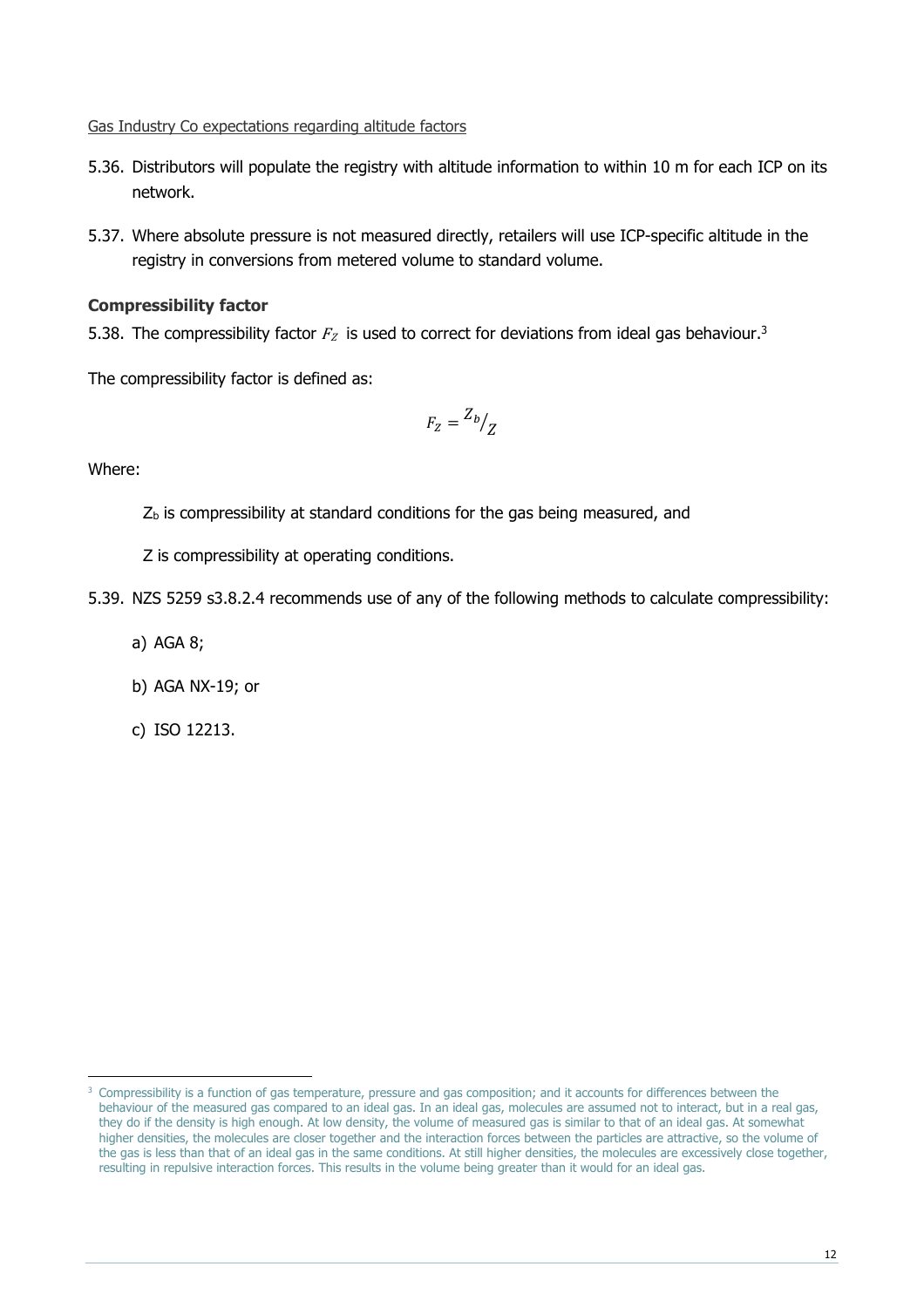Gas Industry Co expectations regarding altitude factors

5.36. Distributors will populate the registry with altitude information to within 10 m for each ICP on its network.

5.37. Where absolute pressure is not measured directly, retailers will use ICP-specific altitude in the registry in conversions from metered volume to standard volume.

**Compressibility factor**

5.38. The compressibility factor $F_Z$ is used to correct for deviations from ideal gas behaviour.[3]

The compressibility factor is defined as:

$$F_Z = {}^{Z_b}/_{Z}$$

Where:

$Z_b$ is compressibility at standard conditions for the gas being measured, and

Z is compressibility at operating conditions.

5.39. NZS 5259 s3.8.2.4 recommends use of any of the following methods to calculate compressibility:

a) AGA 8;

b) AGA NX-19; or

c) ISO 12213.

---

[3] Compressibility is a function of gas temperature, pressure and gas composition; and it accounts for differences between the behaviour of the measured gas compared to an ideal gas. In an ideal gas, molecules are assumed not to interact, but in a real gas, they do if the density is high enough. At low density, the volume of measured gas is similar to that of an ideal gas. At somewhat higher densities, the molecules are closer together and the interaction forces between the particles are attractive, so the volume of the gas is less than that of an ideal gas in the same conditions. At still higher densities, the molecules are excessively close together, resulting in repulsive interaction forces. This results in the volume being greater than it would for an ideal gas.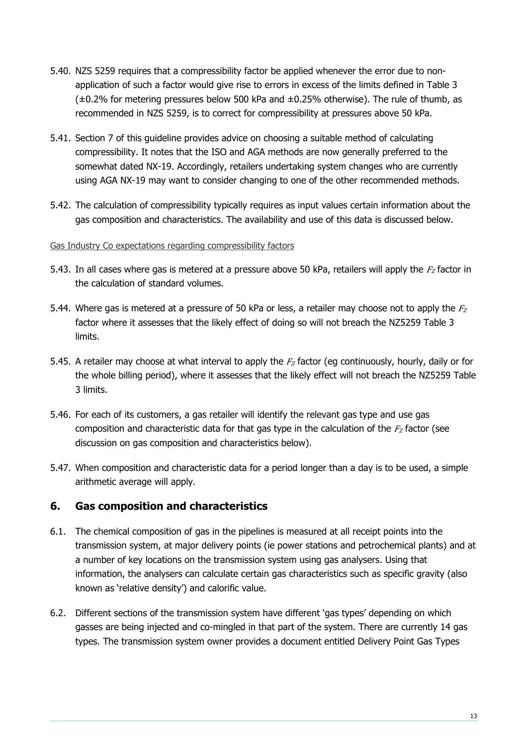5.40. NZS 5259 requires that a compressibility factor be applied whenever the error due to non-application of such a factor would give rise to errors in excess of the limits defined in Table 3 (±0.2% for metering pressures below 500 kPa and ±0.25% otherwise). The rule of thumb, as recommended in NZS 5259, is to correct for compressibility at pressures above 50 kPa.

5.41. Section 7 of this guideline provides advice on choosing a suitable method of calculating compressibility. It notes that the ISO and AGA methods are now generally preferred to the somewhat dated NX-19. Accordingly, retailers undertaking system changes who are currently using AGA NX-19 may want to consider changing to one of the other recommended methods.

5.42. The calculation of compressibility typically requires as input values certain information about the gas composition and characteristics. The availability and use of this data is discussed below.

Gas Industry Co expectations regarding compressibility factors

5.43. In all cases where gas is metered at a pressure above 50 kPa, retailers will apply the $F_Z$ factor in the calculation of standard volumes.

5.44. Where gas is metered at a pressure of 50 kPa or less, a retailer may choose not to apply the $F_Z$ factor where it assesses that the likely effect of doing so will not breach the NZ5259 Table 3 limits.

5.45. A retailer may choose at what interval to apply the $F_Z$ factor (eg continuously, hourly, daily or for the whole billing period), where it assesses that the likely effect will not breach the NZ5259 Table 3 limits.

5.46. For each of its customers, a gas retailer will identify the relevant gas type and use gas composition and characteristic data for that gas type in the calculation of the $F_Z$ factor (see discussion on gas composition and characteristics below).

5.47. When composition and characteristic data for a period longer than a day is to be used, a simple arithmetic average will apply.

## 6. Gas composition and characteristics

6.1. The chemical composition of gas in the pipelines is measured at all receipt points into the transmission system, at major delivery points (ie power stations and petrochemical plants) and at a number of key locations on the transmission system using gas analysers. Using that information, the analysers can calculate certain gas characteristics such as specific gravity (also known as 'relative density') and calorific value.

6.2. Different sections of the transmission system have different 'gas types' depending on which gasses are being injected and co-mingled in that part of the system. There are currently 14 gas types. The transmission system owner provides a document entitled Delivery Point Gas Types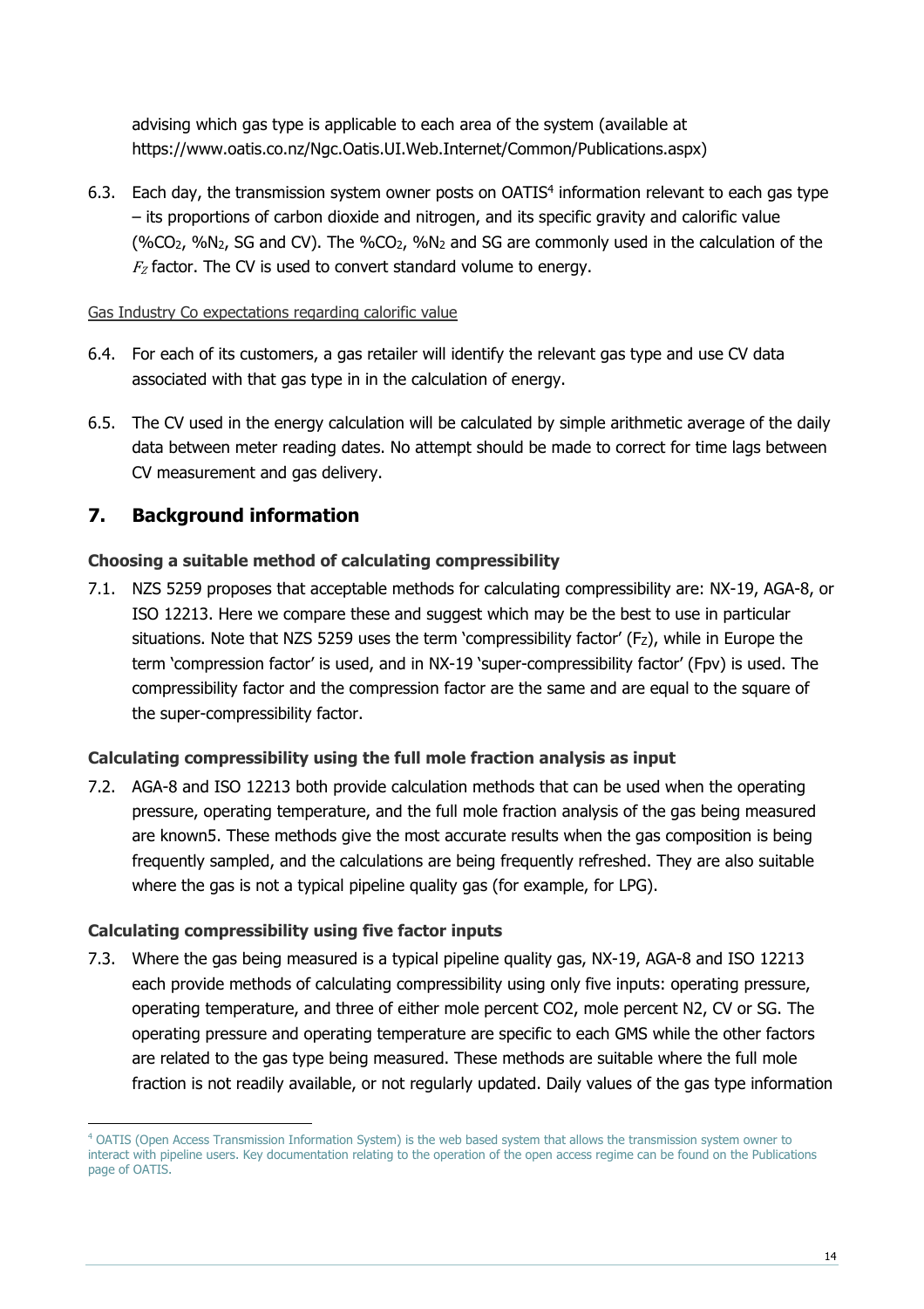advising which gas type is applicable to each area of the system (available at https://www.oatis.co.nz/Ngc.Oatis.UI.Web.Internet/Common/Publications.aspx)

6.3. Each day, the transmission system owner posts on OATIS[4] information relevant to each gas type – its proportions of carbon dioxide and nitrogen, and its specific gravity and calorific value (%$CO_2$, %$N_2$, SG and CV). The %$CO_2$, %$N_2$ and SG are commonly used in the calculation of the $F_Z$ factor. The CV is used to convert standard volume to energy.

Gas Industry Co expectations regarding calorific value

6.4. For each of its customers, a gas retailer will identify the relevant gas type and use CV data associated with that gas type in in the calculation of energy.

6.5. The CV used in the energy calculation will be calculated by simple arithmetic average of the daily data between meter reading dates. No attempt should be made to correct for time lags between CV measurement and gas delivery.

## 7. Background information

### Choosing a suitable method of calculating compressibility

7.1. NZS 5259 proposes that acceptable methods for calculating compressibility are: NX-19, AGA-8, or ISO 12213. Here we compare these and suggest which may be the best to use in particular situations. Note that NZS 5259 uses the term 'compressibility factor' ($F_Z$), while in Europe the term 'compression factor' is used, and in NX-19 'super-compressibility factor' (Fpv) is used. The compressibility factor and the compression factor are the same and are equal to the square of the super-compressibility factor.

### Calculating compressibility using the full mole fraction analysis as input

7.2. AGA-8 and ISO 12213 both provide calculation methods that can be used when the operating pressure, operating temperature, and the full mole fraction analysis of the gas being measured are known5. These methods give the most accurate results when the gas composition is being frequently sampled, and the calculations are being frequently refreshed. They are also suitable where the gas is not a typical pipeline quality gas (for example, for LPG).

### Calculating compressibility using five factor inputs

7.3. Where the gas being measured is a typical pipeline quality gas, NX-19, AGA-8 and ISO 12213 each provide methods of calculating compressibility using only five inputs: operating pressure, operating temperature, and three of either mole percent CO2, mole percent N2, CV or SG. The operating pressure and operating temperature are specific to each GMS while the other factors are related to the gas type being measured. These methods are suitable where the full mole fraction is not readily available, or not regularly updated. Daily values of the gas type information

---

[4] OATIS (Open Access Transmission Information System) is the web based system that allows the transmission system owner to interact with pipeline users. Key documentation relating to the operation of the open access regime can be found on the Publications page of OATIS.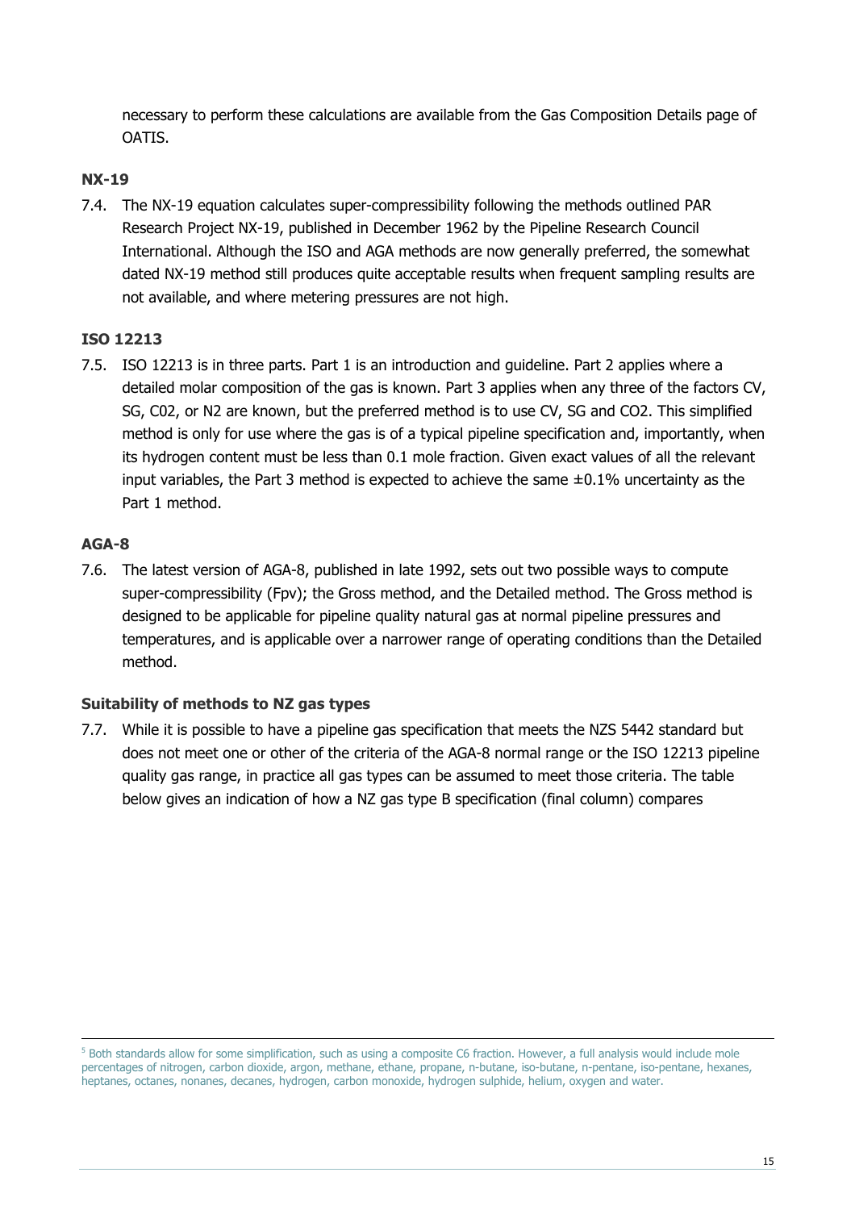necessary to perform these calculations are available from the Gas Composition Details page of OATIS.

### NX-19

7.4. The NX-19 equation calculates super-compressibility following the methods outlined PAR Research Project NX-19, published in December 1962 by the Pipeline Research Council International. Although the ISO and AGA methods are now generally preferred, the somewhat dated NX-19 method still produces quite acceptable results when frequent sampling results are not available, and where metering pressures are not high.

### ISO 12213

7.5. ISO 12213 is in three parts. Part 1 is an introduction and guideline. Part 2 applies where a detailed molar composition of the gas is known. Part 3 applies when any three of the factors CV, SG, C02, or N2 are known, but the preferred method is to use CV, SG and CO2. This simplified method is only for use where the gas is of a typical pipeline specification and, importantly, when its hydrogen content must be less than 0.1 mole fraction. Given exact values of all the relevant input variables, the Part 3 method is expected to achieve the same ±0.1% uncertainty as the Part 1 method.

### AGA-8

7.6. The latest version of AGA-8, published in late 1992, sets out two possible ways to compute super-compressibility (Fpv); the Gross method, and the Detailed method. The Gross method is designed to be applicable for pipeline quality natural gas at normal pipeline pressures and temperatures, and is applicable over a narrower range of operating conditions than the Detailed method.

#### Suitability of methods to NZ gas types

7.7. While it is possible to have a pipeline gas specification that meets the NZS 5442 standard but does not meet one or other of the criteria of the AGA-8 normal range or the ISO 12213 pipeline quality gas range, in practice all gas types can be assumed to meet those criteria. The table below gives an indication of how a NZ gas type B specification (final column) compares

---

[5] Both standards allow for some simplification, such as using a composite C6 fraction. However, a full analysis would include mole percentages of nitrogen, carbon dioxide, argon, methane, ethane, propane, n-butane, iso-butane, n-pentane, iso-pentane, hexanes, heptanes, octanes, nonanes, decanes, hydrogen, carbon monoxide, hydrogen sulphide, helium, oxygen and water.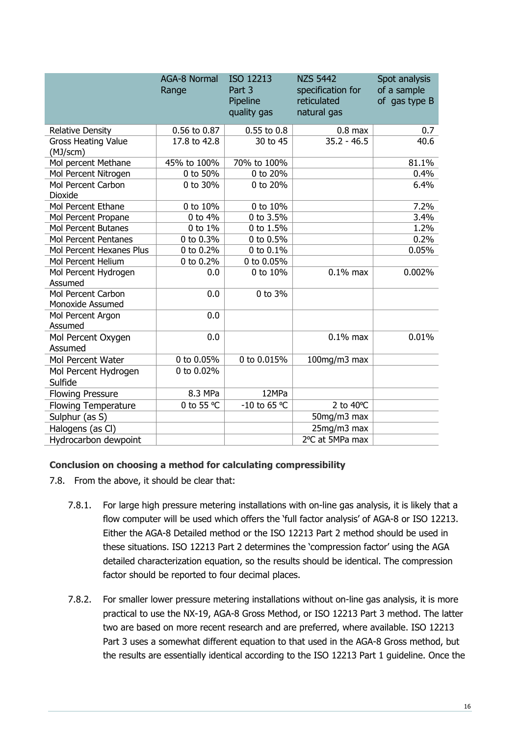| | AGA-8 Normal Range | ISO 12213 Part 3 Pipeline quality gas | NZS 5442 specification for reticulated natural gas | Spot analysis of a sample of gas type B |
|---|---|---|---|---|
| Relative Density | 0.56 to 0.87 | 0.55 to 0.8 | 0.8 max | 0.7 |
| Gross Heating Value (MJ/scm) | 17.8 to 42.8 | 30 to 45 | 35.2 - 46.5 | 40.6 |
| Mol percent Methane | 45% to 100% | 70% to 100% | | 81.1% |
| Mol Percent Nitrogen | 0 to 50% | 0 to 20% | | 0.4% |
| Mol Percent Carbon Dioxide | 0 to 30% | 0 to 20% | | 6.4% |
| Mol Percent Ethane | 0 to 10% | 0 to 10% | | 7.2% |
| Mol Percent Propane | 0 to 4% | 0 to 3.5% | | 3.4% |
| Mol Percent Butanes | 0 to 1% | 0 to 1.5% | | 1.2% |
| Mol Percent Pentanes | 0 to 0.3% | 0 to 0.5% | | 0.2% |
| Mol Percent Hexanes Plus | 0 to 0.2% | 0 to 0.1% | | 0.05% |
| Mol Percent Helium | 0 to 0.2% | 0 to 0.05% | | |
| Mol Percent Hydrogen Assumed | 0.0 | 0 to 10% | 0.1% max | 0.002% |
| Mol Percent Carbon Monoxide Assumed | 0.0 | 0 to 3% | | |
| Mol Percent Argon Assumed | 0.0 | | | |
| Mol Percent Oxygen Assumed | 0.0 | | 0.1% max | 0.01% |
| Mol Percent Water | 0 to 0.05% | 0 to 0.015% | 100mg/m3 max | |
| Mol Percent Hydrogen Sulfide | 0 to 0.02% | | | |
| Flowing Pressure | 8.3 MPa | 12MPa | | |
| Flowing Temperature | 0 to 55 ºC | -10 to 65 ºC | 2 to 40ºC | |
| Sulphur (as S) | | | 50mg/m3 max | |
| Halogens (as Cl) | | | 25mg/m3 max | |
| Hydrocarbon dewpoint | | | 2ºC at 5MPa max | |

**Conclusion on choosing a method for calculating compressibility**

7.8. From the above, it should be clear that:

7.8.1. For large high pressure metering installations with on-line gas analysis, it is likely that a flow computer will be used which offers the 'full factor analysis' of AGA-8 or ISO 12213. Either the AGA-8 Detailed method or the ISO 12213 Part 2 method should be used in these situations. ISO 12213 Part 2 determines the 'compression factor' using the AGA detailed characterization equation, so the results should be identical. The compression factor should be reported to four decimal places.

7.8.2. For smaller lower pressure metering installations without on-line gas analysis, it is more practical to use the NX-19, AGA-8 Gross Method, or ISO 12213 Part 3 method. The latter two are based on more recent research and are preferred, where available. ISO 12213 Part 3 uses a somewhat different equation to that used in the AGA-8 Gross method, but the results are essentially identical according to the ISO 12213 Part 1 guideline. Once the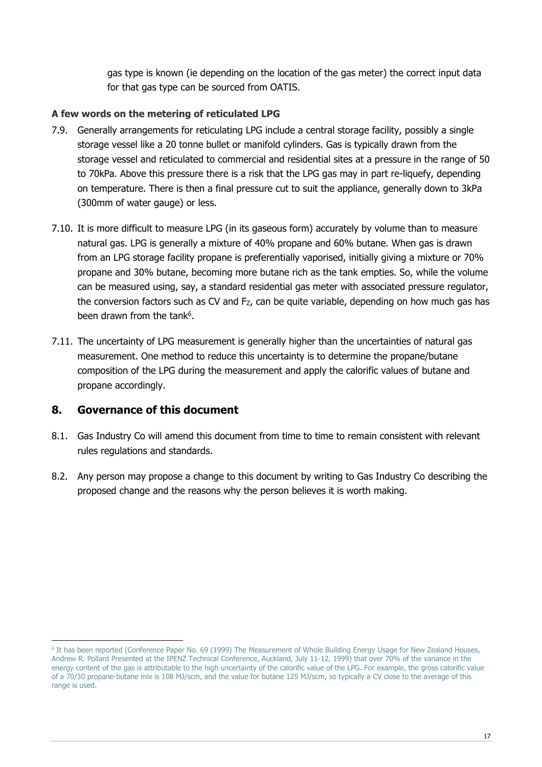gas type is known (ie depending on the location of the gas meter) the correct input data for that gas type can be sourced from OATIS.

**A few words on the metering of reticulated LPG**

7.9. Generally arrangements for reticulating LPG include a central storage facility, possibly a single storage vessel like a 20 tonne bullet or manifold cylinders. Gas is typically drawn from the storage vessel and reticulated to commercial and residential sites at a pressure in the range of 50 to 70kPa. Above this pressure there is a risk that the LPG gas may in part re-liquefy, depending on temperature. There is then a final pressure cut to suit the appliance, generally down to 3kPa (300mm of water gauge) or less.

7.10. It is more difficult to measure LPG (in its gaseous form) accurately by volume than to measure natural gas. LPG is generally a mixture of 40% propane and 60% butane. When gas is drawn from an LPG storage facility propane is preferentially vaporised, initially giving a mixture or 70% propane and 30% butane, becoming more butane rich as the tank empties. So, while the volume can be measured using, say, a standard residential gas meter with associated pressure regulator, the conversion factors such as CV and $F_Z$, can be quite variable, depending on how much gas has been drawn from the tank[6].

7.11. The uncertainty of LPG measurement is generally higher than the uncertainties of natural gas measurement. One method to reduce this uncertainty is to determine the propane/butane composition of the LPG during the measurement and apply the calorific values of butane and propane accordingly.

## 8. Governance of this document

8.1. Gas Industry Co will amend this document from time to time to remain consistent with relevant rules regulations and standards.

8.2. Any person may propose a change to this document by writing to Gas Industry Co describing the proposed change and the reasons why the person believes it is worth making.

---

[6] It has been reported (Conference Paper No. 69 (1999) The Measurement of Whole Building Energy Usage for New Zealand Houses, Andrew R. Pollard Presented at the IPENZ Technical Conference, Auckland, July 11-12, 1999) that over 70% of the variance in the energy content of the gas is attributable to the high uncertainty of the calorific value of the LPG. For example, the gross calorific value of a 70/30 propane-butane mix is 108 MJ/scm, and the value for butane 125 MJ/scm, so typically a CV close to the average of this range is used.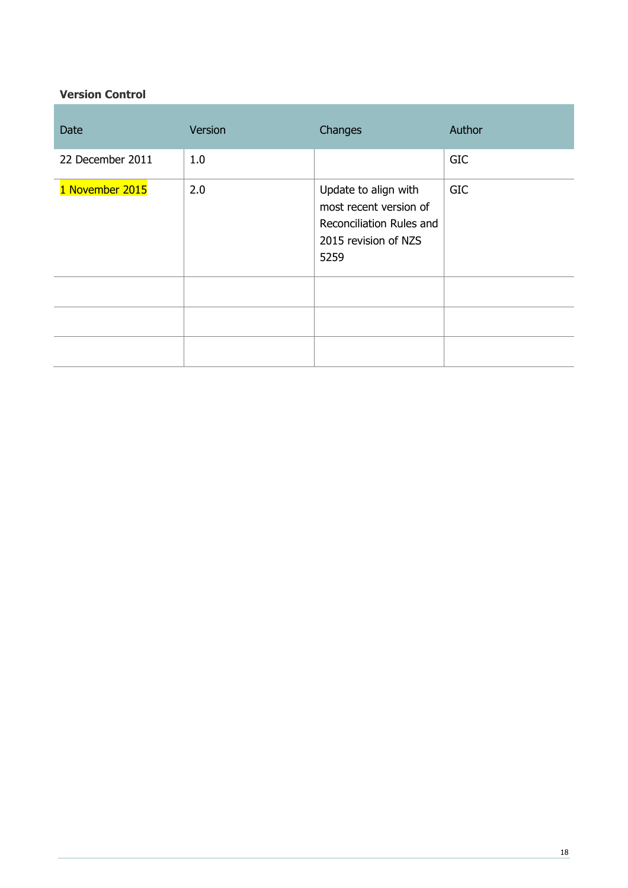**Version Control**

| Date | Version | Changes | Author |
|---|---|---|---|
| 22 December 2011 | 1.0 | | GIC |
| 1 November 2015 | 2.0 | Update to align with most recent version of Reconciliation Rules and 2015 revision of NZS 5259 | GIC |
| | | | |
| | | | |
| | | | |